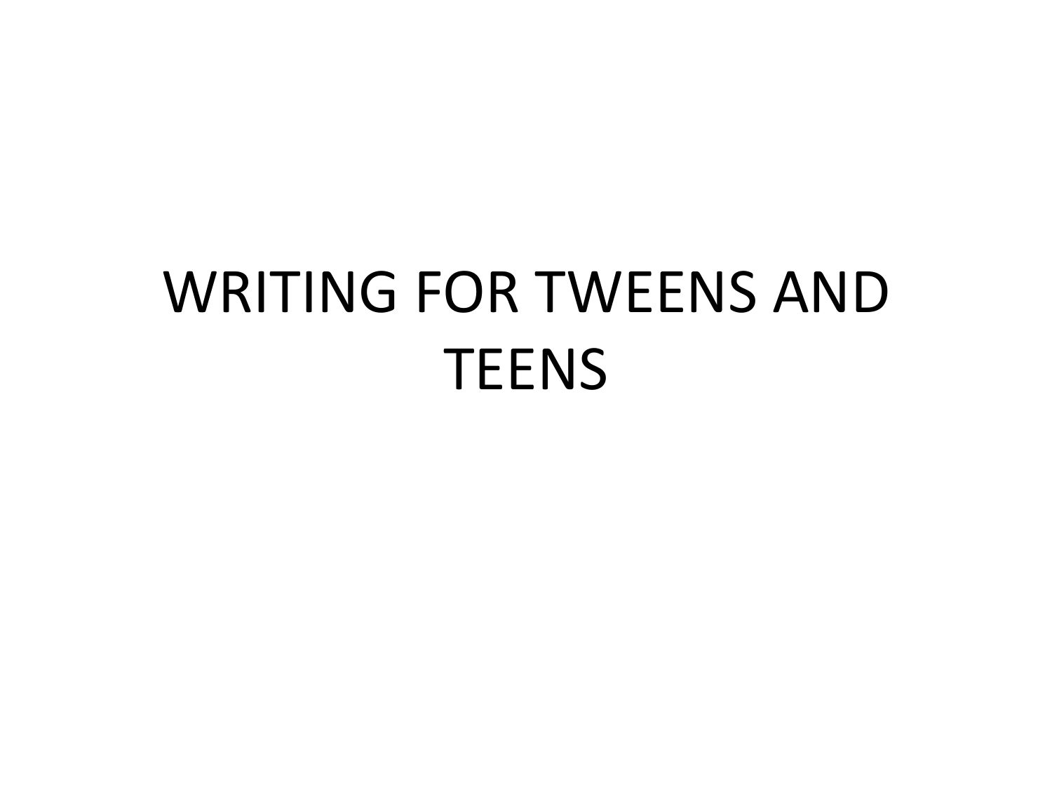# WRITING FOR TWEENS AND TEENS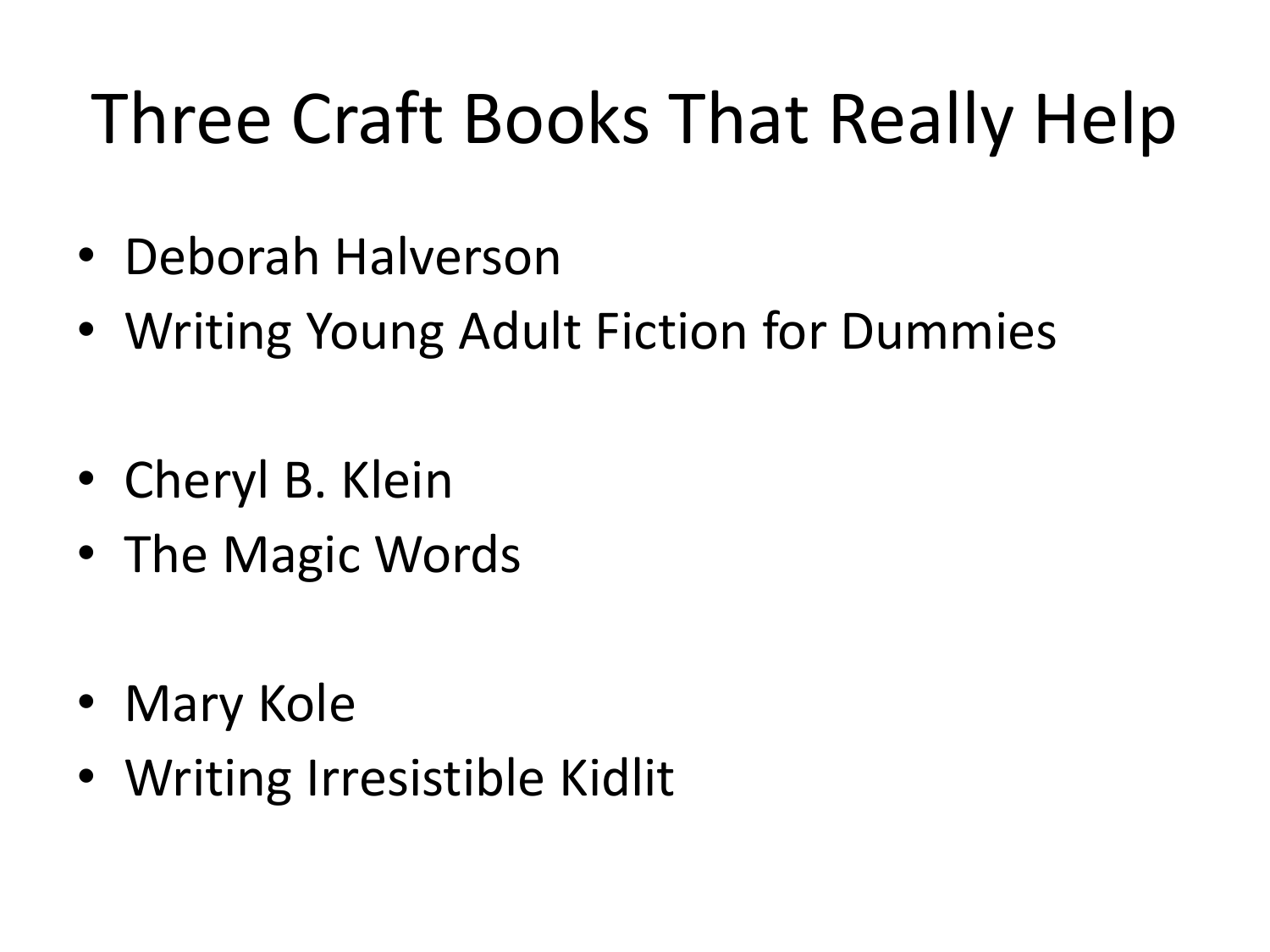# Three Craft Books That Really Help

- Deborah Halverson
- Writing Young Adult Fiction for Dummies

- Cheryl B. Klein
- The Magic Words

- Mary Kole
- Writing Irresistible Kidlit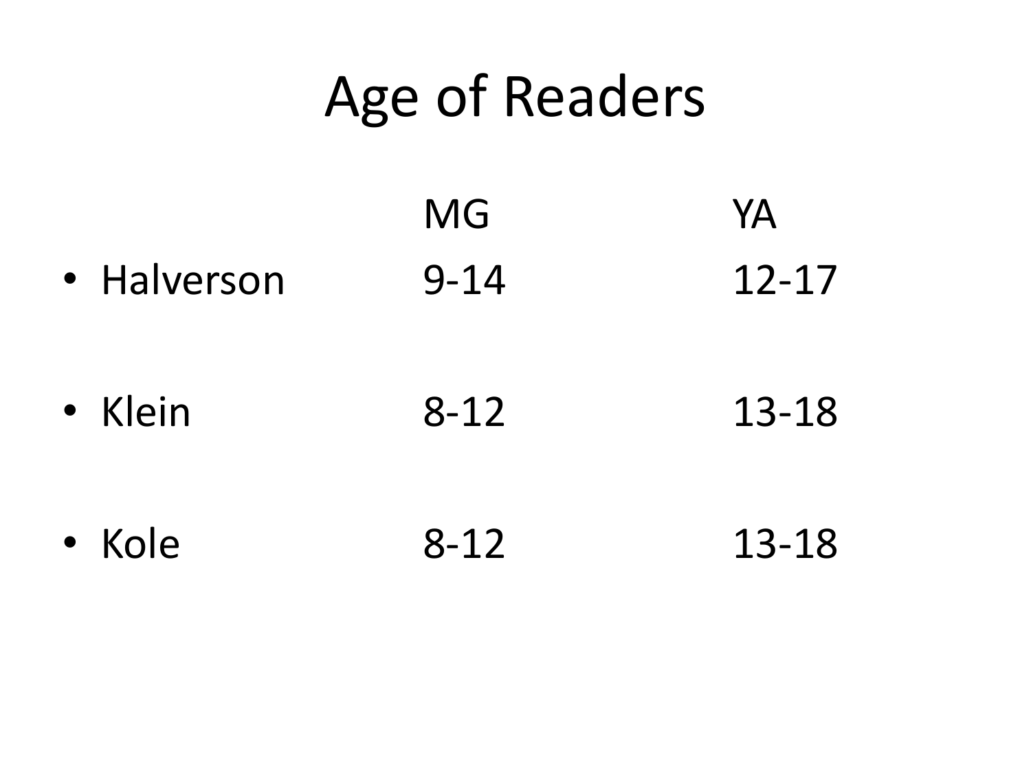# Age of Readers

| | MG | YA |
|---|---|---|
| • Halverson | 9-14 | 12-17 |
| • Klein | 8-12 | 13-18 |
| • Kole | 8-12 | 13-18 |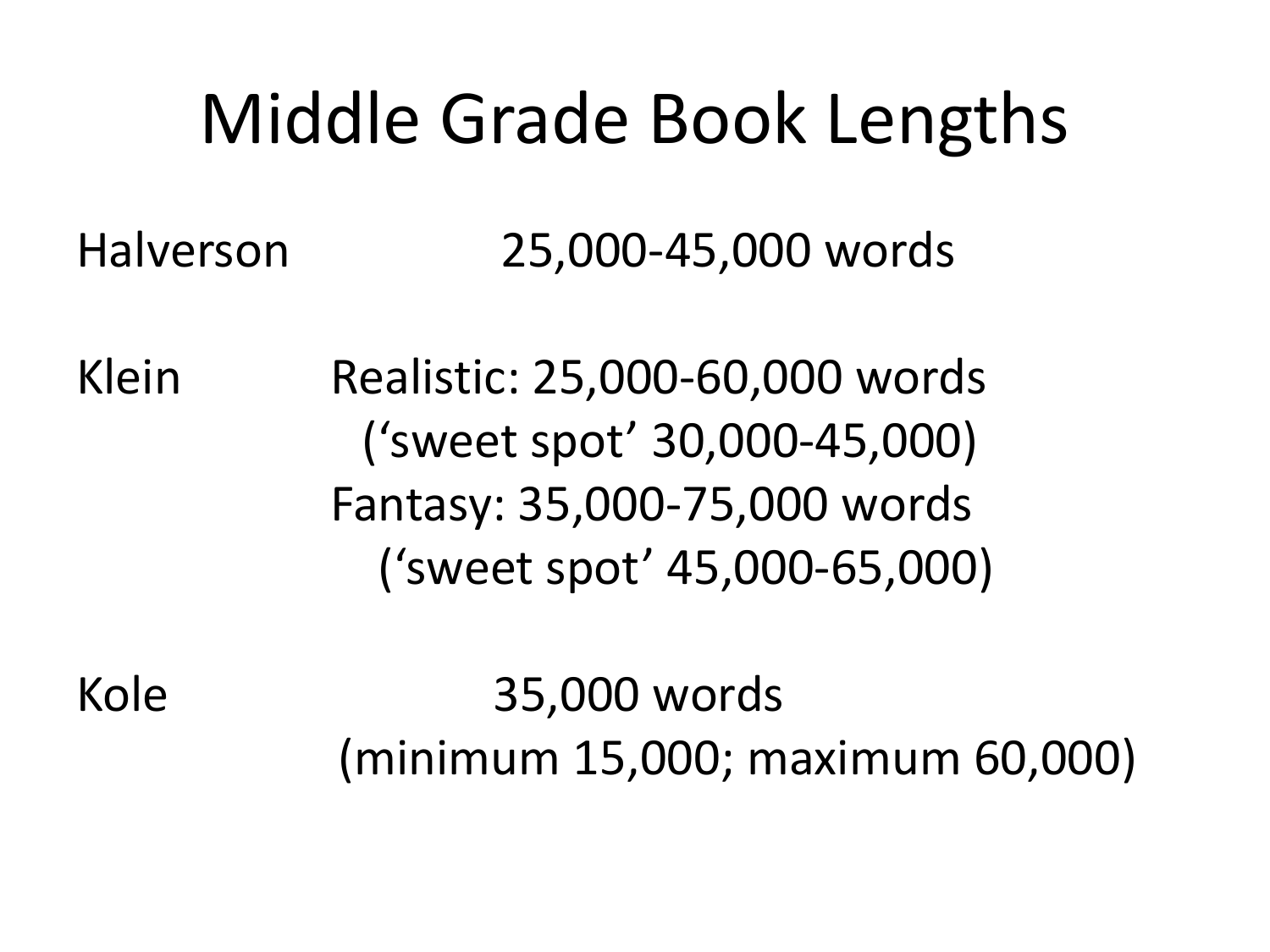# Middle Grade Book Lengths

| | |
|---|---|
| Halverson | 25,000-45,000 words |
| Klein | Realistic: 25,000-60,000 words<br>('sweet spot' 30,000-45,000)<br>Fantasy: 35,000-75,000 words<br>('sweet spot' 45,000-65,000) |
| Kole | 35,000 words<br>(minimum 15,000; maximum 60,000) |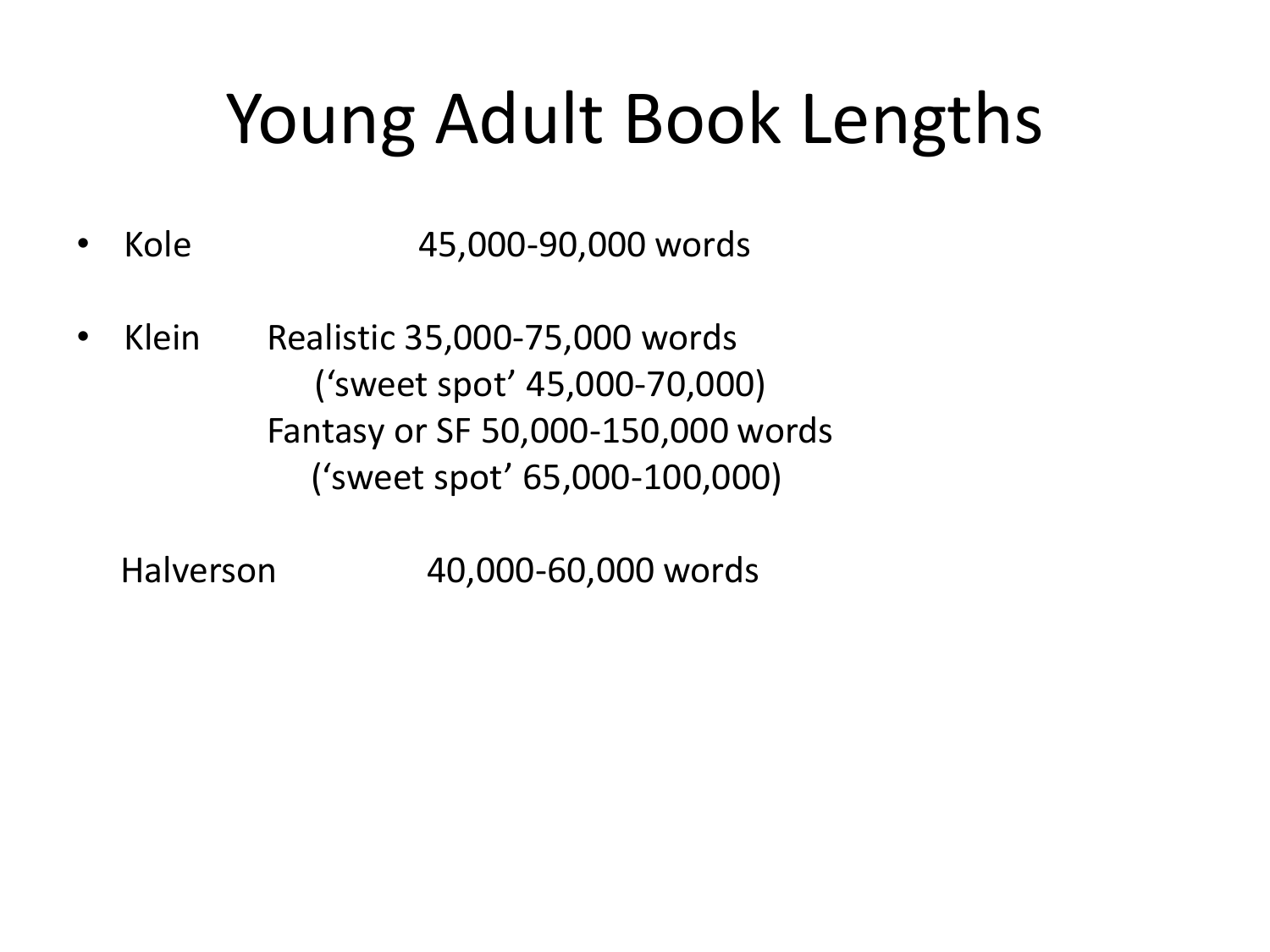# Young Adult Book Lengths

- Kole 45,000-90,000 words
- Klein Realistic 35,000-75,000 words
  ('sweet spot' 45,000-70,000)
  Fantasy or SF 50,000-150,000 words
  ('sweet spot' 65,000-100,000)

Halverson 40,000-60,000 words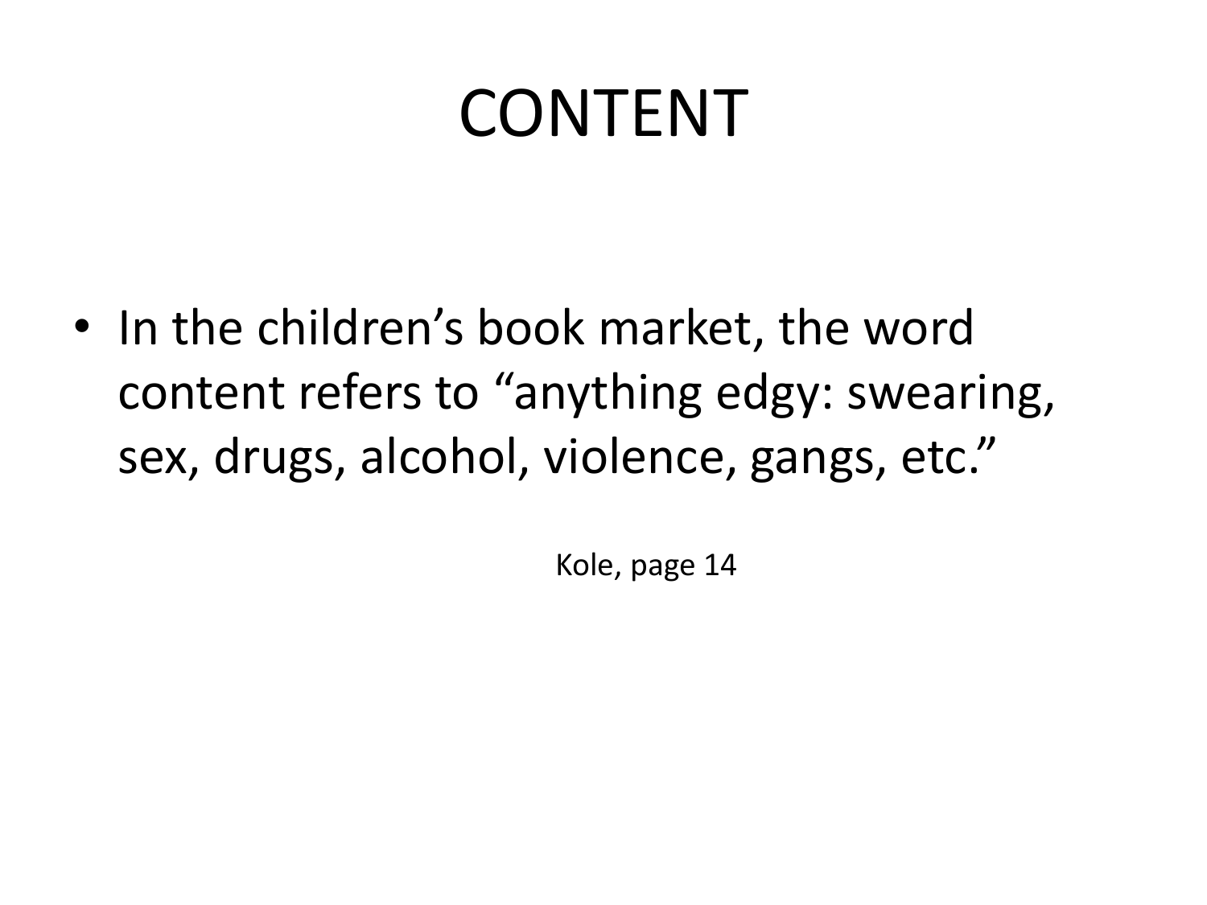# CONTENT

- In the children's book market, the word content refers to "anything edgy: swearing, sex, drugs, alcohol, violence, gangs, etc."

Kole, page 14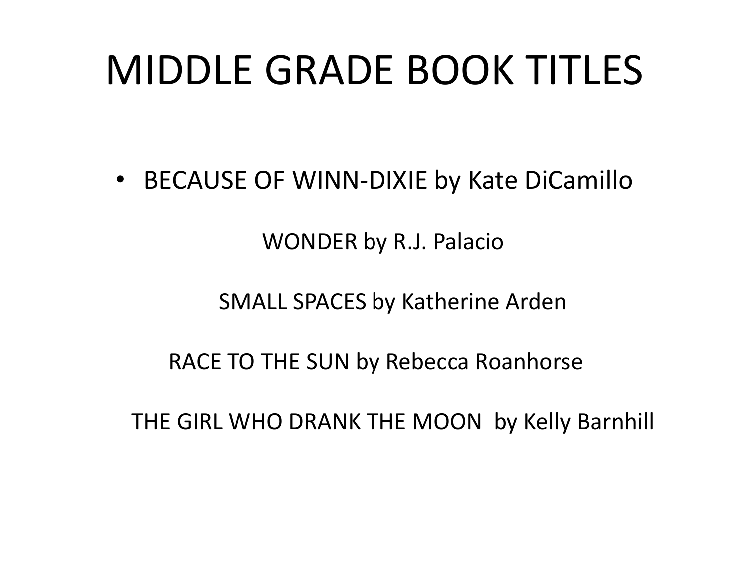# MIDDLE GRADE BOOK TITLES

- BECAUSE OF WINN-DIXIE by Kate DiCamillo

WONDER by R.J. Palacio

SMALL SPACES by Katherine Arden

RACE TO THE SUN by Rebecca Roanhorse

THE GIRL WHO DRANK THE MOON by Kelly Barnhill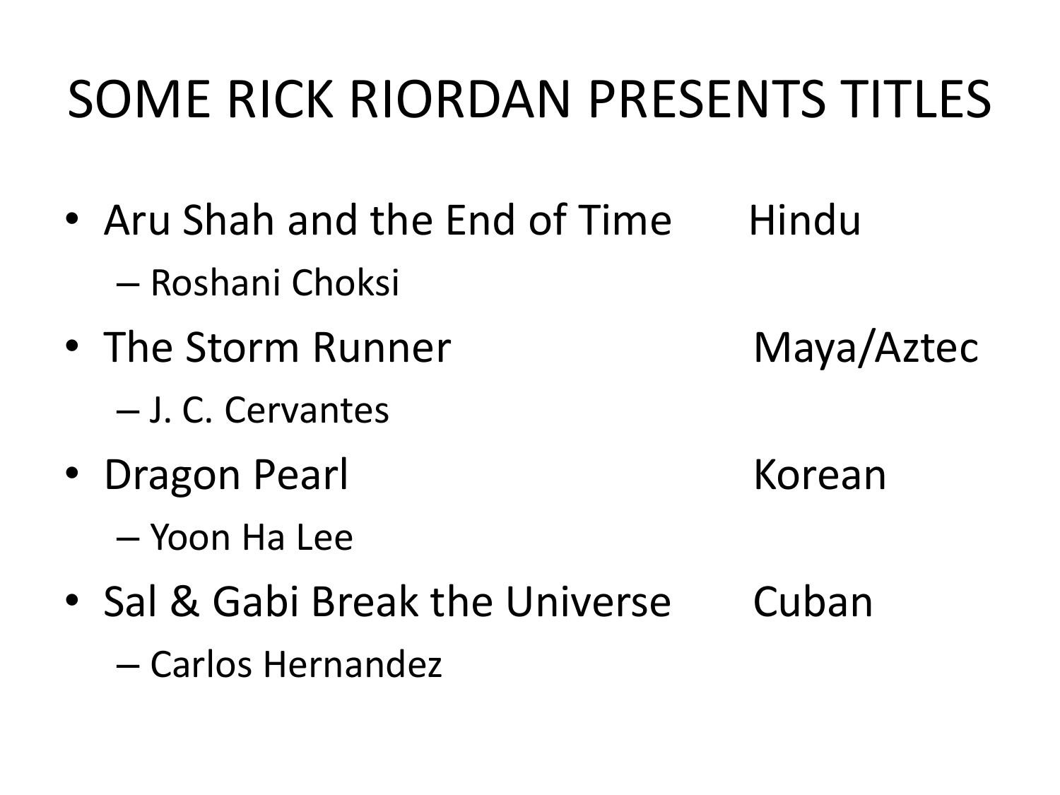# SOME RICK RIORDAN PRESENTS TITLES

- Aru Shah and the End of Time Hindu
  - Roshani Choksi
- The Storm Runner Maya/Aztec
  - J. C. Cervantes
- Dragon Pearl Korean
  - Yoon Ha Lee
- Sal & Gabi Break the Universe Cuban
  - Carlos Hernandez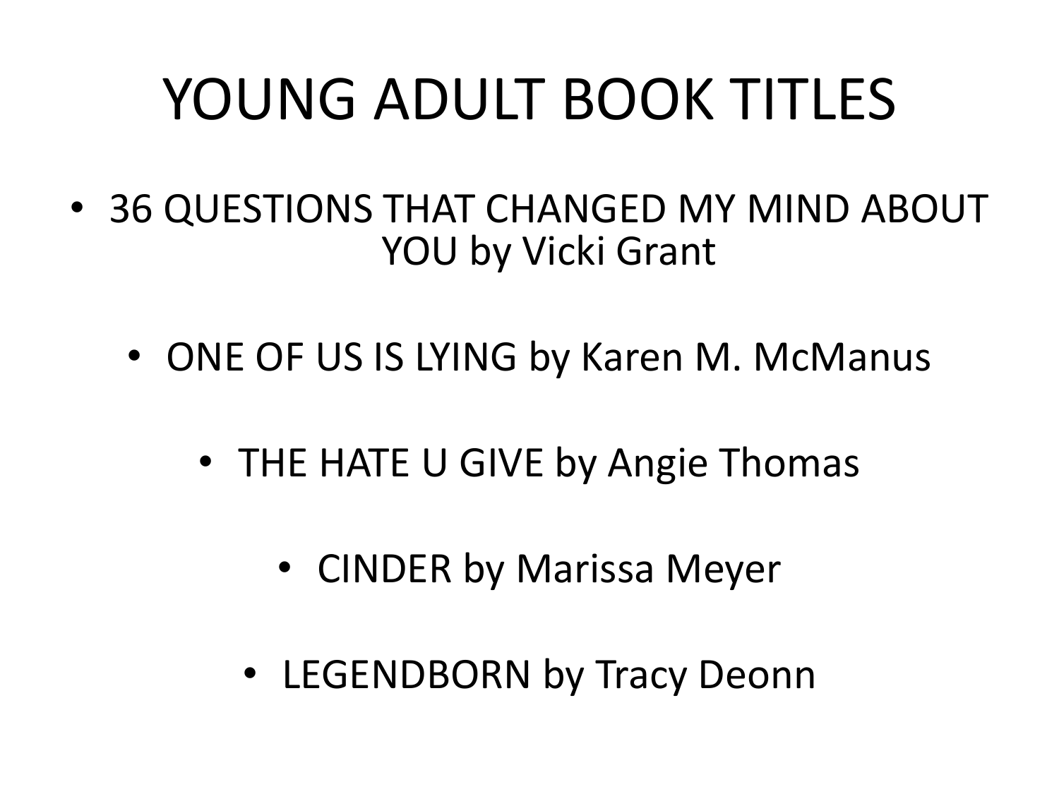# YOUNG ADULT BOOK TITLES

- 36 QUESTIONS THAT CHANGED MY MIND ABOUT YOU by Vicki Grant
- ONE OF US IS LYING by Karen M. McManus
- THE HATE U GIVE by Angie Thomas
- CINDER by Marissa Meyer
- LEGENDBORN by Tracy Deonn